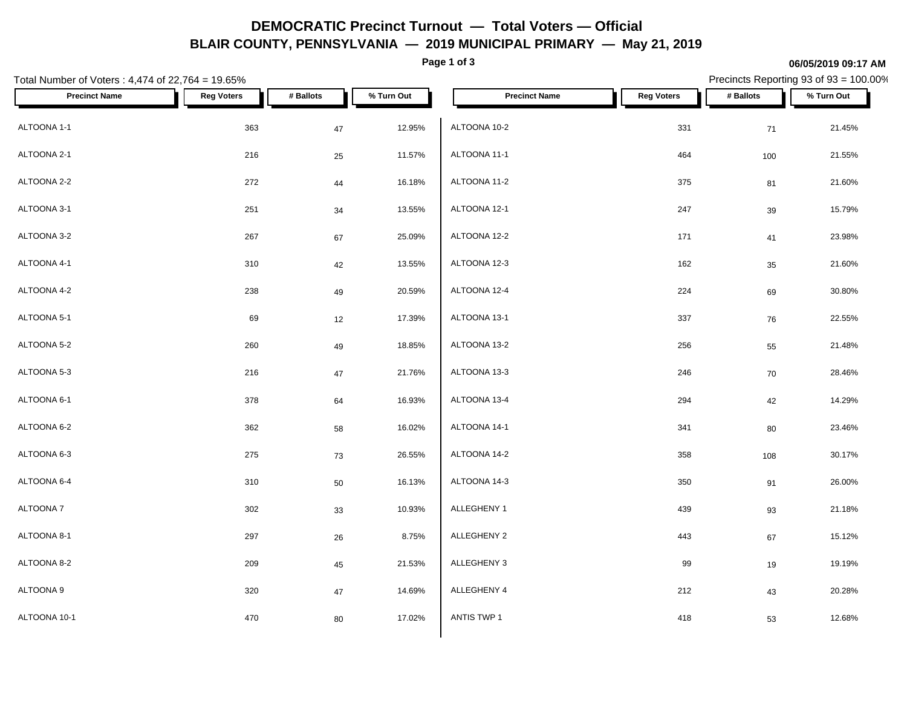# DEMOCRATIC Precinct Turnout — Total Voters — Official

## BLAIR COUNTY, PENNSYLVANIA — 2019 MUNICIPAL PRIMARY — May 21, 2019

06/05/2019 09:17 AM

Total Number of Voters : 4,474 of 22,764 = 19.65%

Precincts Reporting 93 of 93 = 100.00%

| Precinct Name | Reg Voters | # Ballots | % Turn Out |
|---|---|---|---|
| ALTOONA 1-1 | 363 | 47 | 12.95% |
| ALTOONA 2-1 | 216 | 25 | 11.57% |
| ALTOONA 2-2 | 272 | 44 | 16.18% |
| ALTOONA 3-1 | 251 | 34 | 13.55% |
| ALTOONA 3-2 | 267 | 67 | 25.09% |
| ALTOONA 4-1 | 310 | 42 | 13.55% |
| ALTOONA 4-2 | 238 | 49 | 20.59% |
| ALTOONA 5-1 | 69 | 12 | 17.39% |
| ALTOONA 5-2 | 260 | 49 | 18.85% |
| ALTOONA 5-3 | 216 | 47 | 21.76% |
| ALTOONA 6-1 | 378 | 64 | 16.93% |
| ALTOONA 6-2 | 362 | 58 | 16.02% |
| ALTOONA 6-3 | 275 | 73 | 26.55% |
| ALTOONA 6-4 | 310 | 50 | 16.13% |
| ALTOONA 7 | 302 | 33 | 10.93% |
| ALTOONA 8-1 | 297 | 26 | 8.75% |
| ALTOONA 8-2 | 209 | 45 | 21.53% |
| ALTOONA 9 | 320 | 47 | 14.69% |
| ALTOONA 10-1 | 470 | 80 | 17.02% |
| ALTOONA 10-2 | 331 | 71 | 21.45% |
| ALTOONA 11-1 | 464 | 100 | 21.55% |
| ALTOONA 11-2 | 375 | 81 | 21.60% |
| ALTOONA 12-1 | 247 | 39 | 15.79% |
| ALTOONA 12-2 | 171 | 41 | 23.98% |
| ALTOONA 12-3 | 162 | 35 | 21.60% |
| ALTOONA 12-4 | 224 | 69 | 30.80% |
| ALTOONA 13-1 | 337 | 76 | 22.55% |
| ALTOONA 13-2 | 256 | 55 | 21.48% |
| ALTOONA 13-3 | 246 | 70 | 28.46% |
| ALTOONA 13-4 | 294 | 42 | 14.29% |
| ALTOONA 14-1 | 341 | 80 | 23.46% |
| ALTOONA 14-2 | 358 | 108 | 30.17% |
| ALTOONA 14-3 | 350 | 91 | 26.00% |
| ALLEGHENY 1 | 439 | 93 | 21.18% |
| ALLEGHENY 2 | 443 | 67 | 15.12% |
| ALLEGHENY 3 | 99 | 19 | 19.19% |
| ALLEGHENY 4 | 212 | 43 | 20.28% |
| ANTIS TWP 1 | 418 | 53 | 12.68% |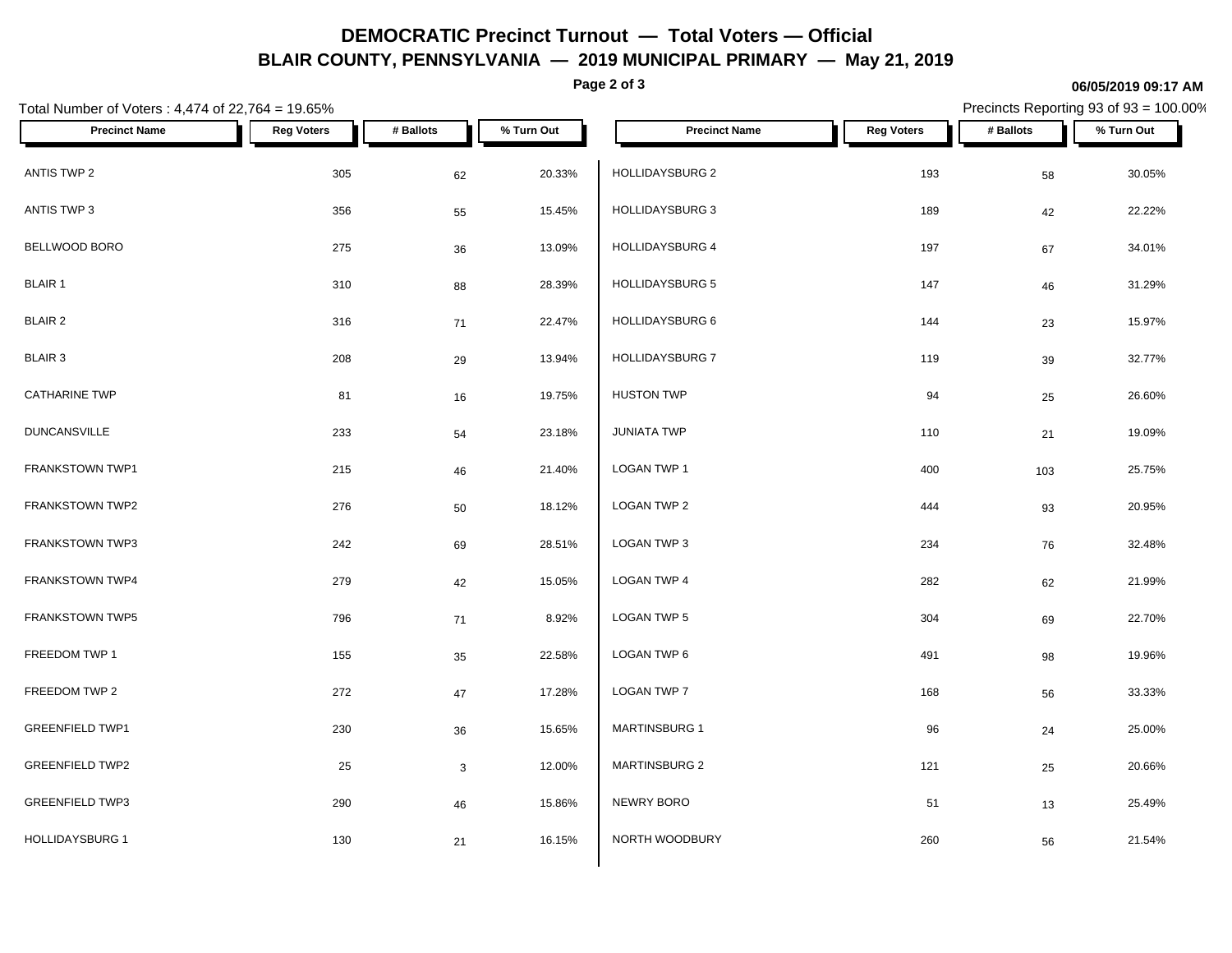# DEMOCRATIC Precinct Turnout — Total Voters — Official

## BLAIR COUNTY, PENNSYLVANIA — 2019 MUNICIPAL PRIMARY — May 21, 2019

06/05/2019 09:17 AM

Total Number of Voters : 4,474 of 22,764 = 19.65%

Precincts Reporting 93 of 93 = 100.00%

| Precinct Name | Reg Voters | # Ballots | % Turn Out |
|---|---|---|---|
| ANTIS TWP 2 | 305 | 62 | 20.33% |
| ANTIS TWP 3 | 356 | 55 | 15.45% |
| BELLWOOD BORO | 275 | 36 | 13.09% |
| BLAIR 1 | 310 | 88 | 28.39% |
| BLAIR 2 | 316 | 71 | 22.47% |
| BLAIR 3 | 208 | 29 | 13.94% |
| CATHARINE TWP | 81 | 16 | 19.75% |
| DUNCANSVILLE | 233 | 54 | 23.18% |
| FRANKSTOWN TWP1 | 215 | 46 | 21.40% |
| FRANKSTOWN TWP2 | 276 | 50 | 18.12% |
| FRANKSTOWN TWP3 | 242 | 69 | 28.51% |
| FRANKSTOWN TWP4 | 279 | 42 | 15.05% |
| FRANKSTOWN TWP5 | 796 | 71 | 8.92% |
| FREEDOM TWP 1 | 155 | 35 | 22.58% |
| FREEDOM TWP 2 | 272 | 47 | 17.28% |
| GREENFIELD TWP1 | 230 | 36 | 15.65% |
| GREENFIELD TWP2 | 25 | 3 | 12.00% |
| GREENFIELD TWP3 | 290 | 46 | 15.86% |
| HOLLIDAYSBURG 1 | 130 | 21 | 16.15% |
| HOLLIDAYSBURG 2 | 193 | 58 | 30.05% |
| HOLLIDAYSBURG 3 | 189 | 42 | 22.22% |
| HOLLIDAYSBURG 4 | 197 | 67 | 34.01% |
| HOLLIDAYSBURG 5 | 147 | 46 | 31.29% |
| HOLLIDAYSBURG 6 | 144 | 23 | 15.97% |
| HOLLIDAYSBURG 7 | 119 | 39 | 32.77% |
| HUSTON TWP | 94 | 25 | 26.60% |
| JUNIATA TWP | 110 | 21 | 19.09% |
| LOGAN TWP 1 | 400 | 103 | 25.75% |
| LOGAN TWP 2 | 444 | 93 | 20.95% |
| LOGAN TWP 3 | 234 | 76 | 32.48% |
| LOGAN TWP 4 | 282 | 62 | 21.99% |
| LOGAN TWP 5 | 304 | 69 | 22.70% |
| LOGAN TWP 6 | 491 | 98 | 19.96% |
| LOGAN TWP 7 | 168 | 56 | 33.33% |
| MARTINSBURG 1 | 96 | 24 | 25.00% |
| MARTINSBURG 2 | 121 | 25 | 20.66% |
| NEWRY BORO | 51 | 13 | 25.49% |
| NORTH WOODBURY | 260 | 56 | 21.54% |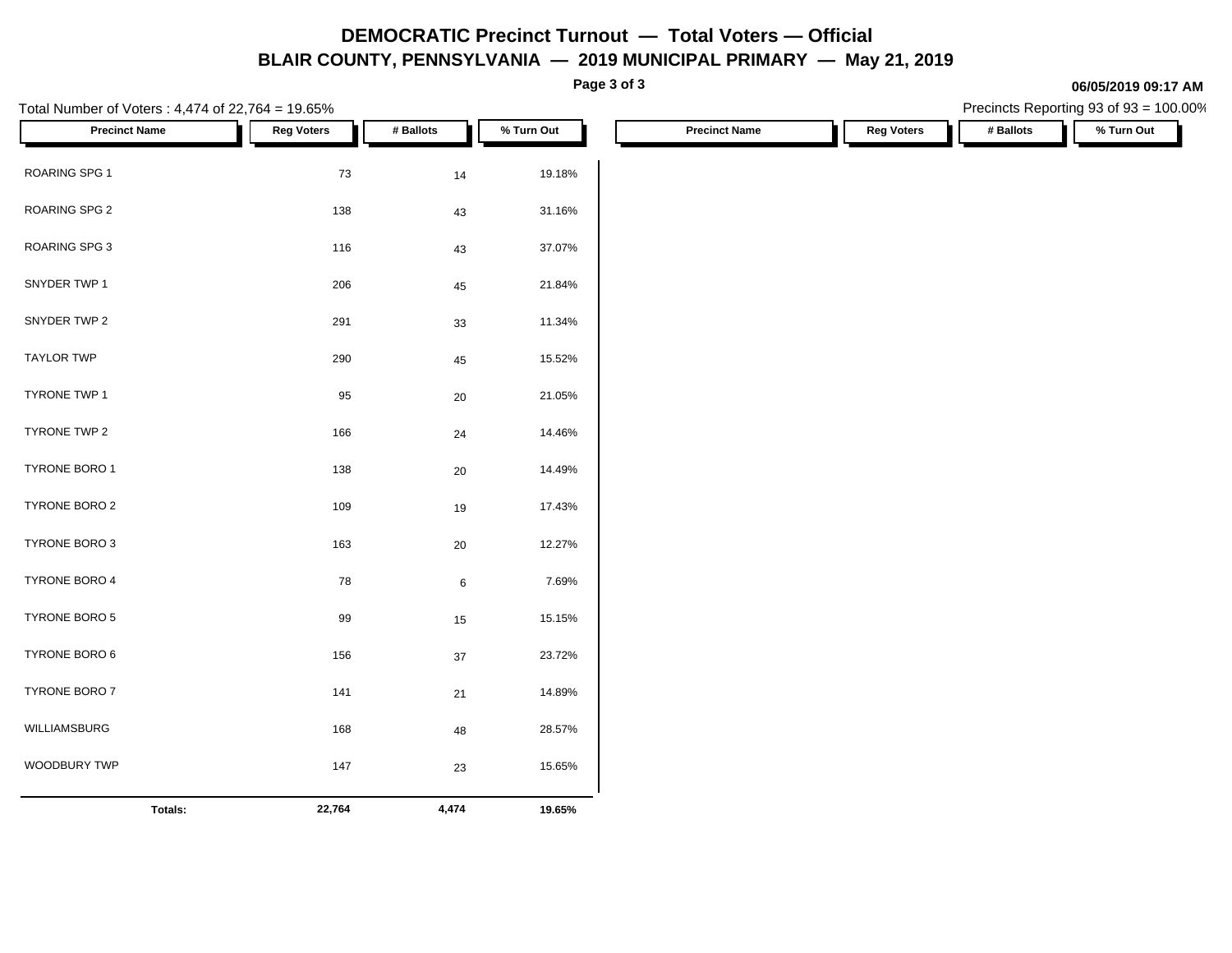# DEMOCRATIC Precinct Turnout — Total Voters — Official

## BLAIR COUNTY, PENNSYLVANIA — 2019 MUNICIPAL PRIMARY — May 21, 2019

06/05/2019 09:17 AM

Total Number of Voters : 4,474 of 22,764 = 19.65%

Precincts Reporting 93 of 93 = 100.00%

| Precinct Name | Reg Voters | # Ballots | % Turn Out |
|---|---|---|---|
| ROARING SPG 1 | 73 | 14 | 19.18% |
| ROARING SPG 2 | 138 | 43 | 31.16% |
| ROARING SPG 3 | 116 | 43 | 37.07% |
| SNYDER TWP 1 | 206 | 45 | 21.84% |
| SNYDER TWP 2 | 291 | 33 | 11.34% |
| TAYLOR TWP | 290 | 45 | 15.52% |
| TYRONE TWP 1 | 95 | 20 | 21.05% |
| TYRONE TWP 2 | 166 | 24 | 14.46% |
| TYRONE BORO 1 | 138 | 20 | 14.49% |
| TYRONE BORO 2 | 109 | 19 | 17.43% |
| TYRONE BORO 3 | 163 | 20 | 12.27% |
| TYRONE BORO 4 | 78 | 6 | 7.69% |
| TYRONE BORO 5 | 99 | 15 | 15.15% |
| TYRONE BORO 6 | 156 | 37 | 23.72% |
| TYRONE BORO 7 | 141 | 21 | 14.89% |
| WILLIAMSBURG | 168 | 48 | 28.57% |
| WOODBURY TWP | 147 | 23 | 15.65% |
| **Totals:** | **22,764** | **4,474** | **19.65%** |